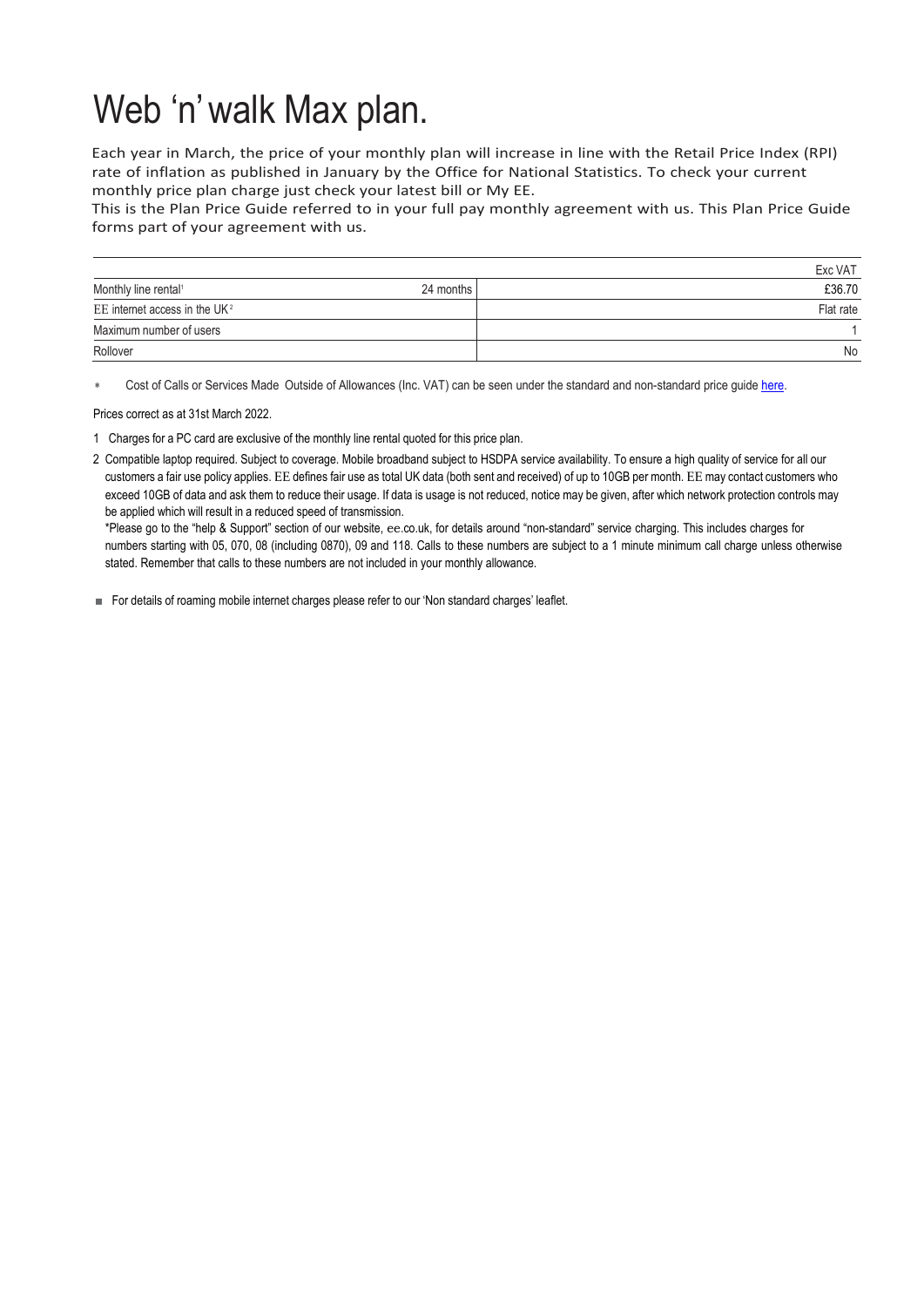# Web 'n' walk Max plan.

Each year in March, the price of your monthly plan will increase in line with the Retail Price Index (RPI) rate of inflation as published in January by the Office for National Statistics. To check your current monthly price plan charge just check your latest bill or My EE.
This is the Plan Price Guide referred to in your full pay monthly agreement with us. This Plan Price Guide forms part of your agreement with us.

| | | Exc VAT |
|---|---|---|
| Monthly line rental[1] | 24 months | £36.70 |
| EE internet access in the UK[2] | | Flat rate |
| Maximum number of users | | 1 |
| Rollover | | No |

* Cost of Calls or Services Made Outside of Allowances (Inc. VAT) can be seen under the standard and non-standard price guide here.

Prices correct as at 31st March 2022.

1 Charges for a PC card are exclusive of the monthly line rental quoted for this price plan.

2 Compatible laptop required. Subject to coverage. Mobile broadband subject to HSDPA service availability. To ensure a high quality of service for all our customers a fair use policy applies. EE defines fair use as total UK data (both sent and received) of up to 10GB per month. EE may contact customers who exceed 10GB of data and ask them to reduce their usage. If data is usage is not reduced, notice may be given, after which network protection controls may be applied which will result in a reduced speed of transmission.
*Please go to the "help & Support" section of our website, ee.co.uk, for details around "non-standard" service charging. This includes charges for numbers starting with 05, 070, 08 (including 0870), 09 and 118. Calls to these numbers are subject to a 1 minute minimum call charge unless otherwise stated. Remember that calls to these numbers are not included in your monthly allowance.

- For details of roaming mobile internet charges please refer to our 'Non standard charges' leaflet.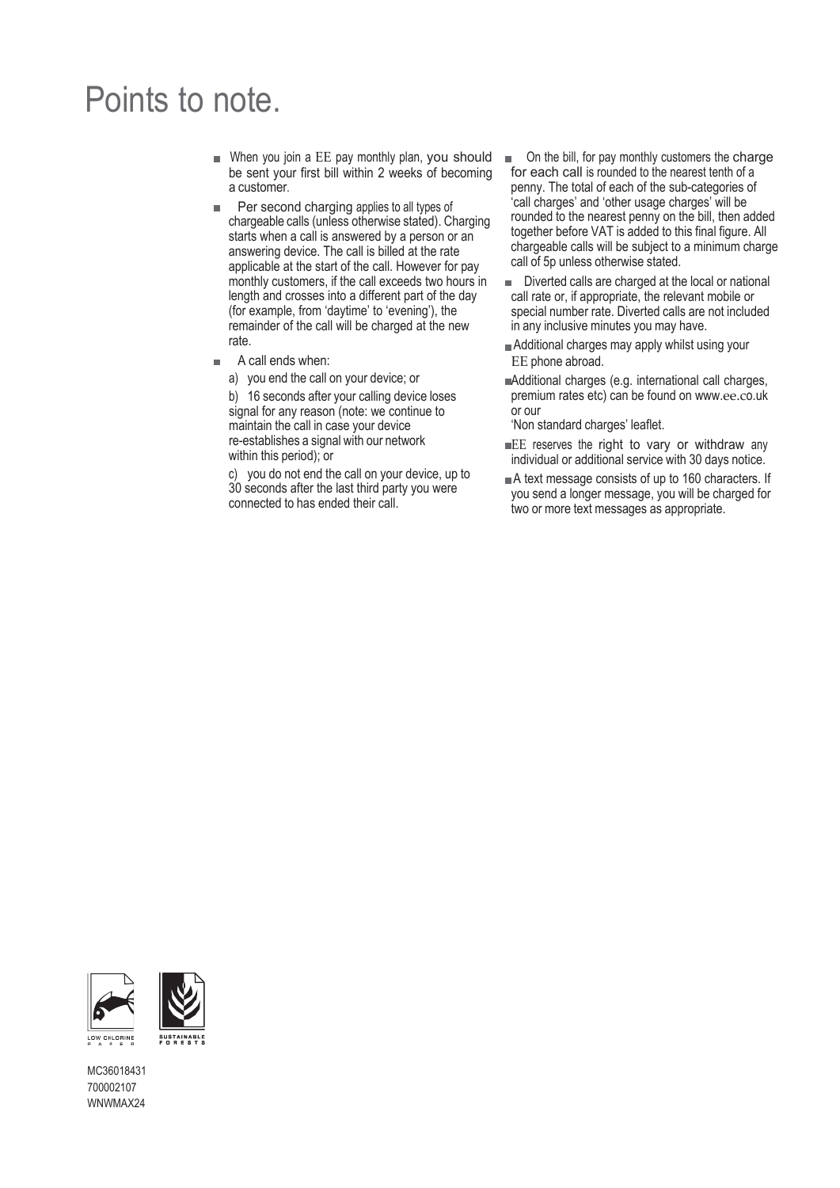# Points to note.

- When you join a EE pay monthly plan, you should be sent your first bill within 2 weeks of becoming a customer.
- Per second charging applies to all types of chargeable calls (unless otherwise stated). Charging starts when a call is answered by a person or an answering device. The call is billed at the rate applicable at the start of the call. However for pay monthly customers, if the call exceeds two hours in length and crosses into a different part of the day (for example, from 'daytime' to 'evening'), the remainder of the call will be charged at the new rate.
- A call ends when:

  a) you end the call on your device; or

  b) 16 seconds after your calling device loses signal for any reason (note: we continue to maintain the call in case your device re-establishes a signal with our network within this period); or

  c) you do not end the call on your device, up to 30 seconds after the last third party you were connected to has ended their call.
- On the bill, for pay monthly customers the charge for each call is rounded to the nearest tenth of a penny. The total of each of the sub-categories of 'call charges' and 'other usage charges' will be rounded to the nearest penny on the bill, then added together before VAT is added to this final figure. All chargeable calls will be subject to a minimum charge call of 5p unless otherwise stated.
- Diverted calls are charged at the local or national call rate or, if appropriate, the relevant mobile or special number rate. Diverted calls are not included in any inclusive minutes you may have.
- Additional charges may apply whilst using your EE phone abroad.
- Additional charges (e.g. international call charges, premium rates etc) can be found on www.ee.co.uk or our 'Non standard charges' leaflet.
- EE reserves the right to vary or withdraw any individual or additional service with 30 days notice.
- A text message consists of up to 160 characters. If you send a longer message, you will be charged for two or more text messages as appropriate.

LOW CHLORINE PAPER

SUSTAINABLE FORESTS

MC36018431
700002107
WNWMAX24